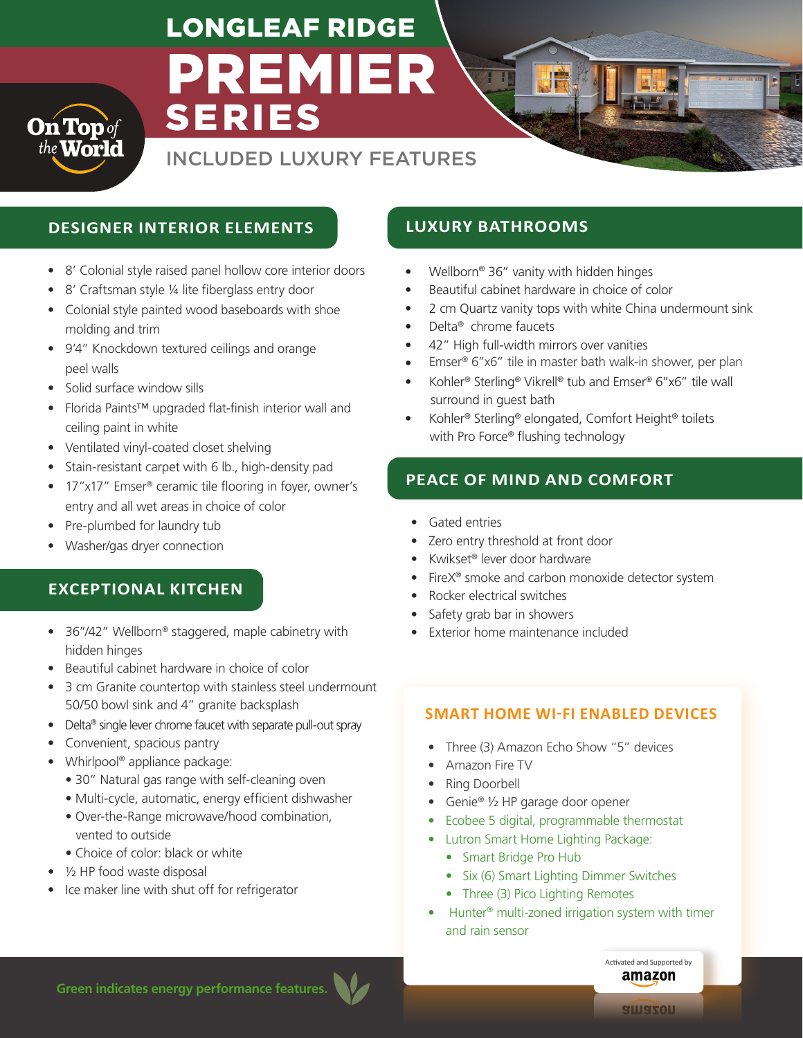# LONGLEAF RIDGE PREMIER SERIES

On Top of the World

## INCLUDED LUXURY FEATURES

### DESIGNER INTERIOR ELEMENTS

- 8′ Colonial style raised panel hollow core interior doors
- 8′ Craftsman style ¼ lite fiberglass entry door
- Colonial style painted wood baseboards with shoe molding and trim
- 9′4″ Knockdown textured ceilings and orange peel walls
- Solid surface window sills
- Florida Paints™ upgraded flat-finish interior wall and ceiling paint in white
- Ventilated vinyl-coated closet shelving
- Stain-resistant carpet with 6 lb., high-density pad
- 17″x17″ Emser® ceramic tile flooring in foyer, owner's entry and all wet areas in choice of color
- Pre-plumbed for laundry tub
- Washer/gas dryer connection

### EXCEPTIONAL KITCHEN

- 36″/42″ Wellborn® staggered, maple cabinetry with hidden hinges
- Beautiful cabinet hardware in choice of color
- 3 cm Granite countertop with stainless steel undermount 50/50 bowl sink and 4″ granite backsplash
- Delta® single lever chrome faucet with separate pull-out spray
- Convenient, spacious pantry
- Whirlpool® appliance package:
  - 30″ Natural gas range with self-cleaning oven
  - Multi-cycle, automatic, energy efficient dishwasher
  - Over-the-Range microwave/hood combination, vented to outside
  - Choice of color: black or white
- ½ HP food waste disposal
- Ice maker line with shut off for refrigerator

### LUXURY BATHROOMS

- Wellborn® 36″ vanity with hidden hinges
- Beautiful cabinet hardware in choice of color
- 2 cm Quartz vanity tops with white China undermount sink
- Delta® chrome faucets
- 42″ High full-width mirrors over vanities
- Emser® 6″x6″ tile in master bath walk-in shower, per plan
- Kohler® Sterling® Vikrell® tub and Emser® 6″x6″ tile wall surround in guest bath
- Kohler® Sterling® elongated, Comfort Height® toilets with Pro Force® flushing technology

### PEACE OF MIND AND COMFORT

- Gated entries
- Zero entry threshold at front door
- Kwikset® lever door hardware
- FireX® smoke and carbon monoxide detector system
- Rocker electrical switches
- Safety grab bar in showers
- Exterior home maintenance included

### SMART HOME WI-FI ENABLED DEVICES

- Three (3) Amazon Echo Show "5" devices
- Amazon Fire TV
- Ring Doorbell
- Genie® ½ HP garage door opener
- Ecobee 5 digital, programmable thermostat
- Lutron Smart Home Lighting Package:
  - Smart Bridge Pro Hub
  - Six (6) Smart Lighting Dimmer Switches
  - Three (3) Pico Lighting Remotes
- Hunter® multi-zoned irrigation system with timer and rain sensor

Activated and Supported by amazon

**Green indicates energy performance features.**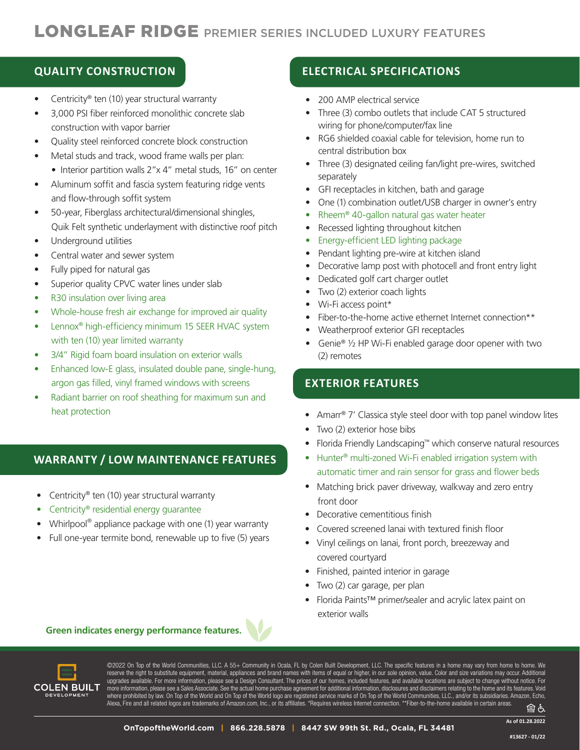# LONGLEAF RIDGE PREMIER SERIES INCLUDED LUXURY FEATURES

## QUALITY CONSTRUCTION

- Centricity® ten (10) year structural warranty
- 3,000 PSI fiber reinforced monolithic concrete slab construction with vapor barrier
- Quality steel reinforced concrete block construction
- Metal studs and track, wood frame walls per plan:
  - Interior partition walls 2"x 4" metal studs, 16" on center
- Aluminum soffit and fascia system featuring ridge vents and flow-through soffit system
- 50-year, Fiberglass architectural/dimensional shingles, Quik Felt synthetic underlayment with distinctive roof pitch
- Underground utilities
- Central water and sewer system
- Fully piped for natural gas
- Superior quality CPVC water lines under slab
- R30 insulation over living area
- Whole-house fresh air exchange for improved air quality
- Lennox® high-efficiency minimum 15 SEER HVAC system with ten (10) year limited warranty
- 3/4" Rigid foam board insulation on exterior walls
- Enhanced low-E glass, insulated double pane, single-hung, argon gas filled, vinyl framed windows with screens
- Radiant barrier on roof sheathing for maximum sun and heat protection

## WARRANTY / LOW MAINTENANCE FEATURES

- Centricity® ten (10) year structural warranty
- Centricity® residential energy guarantee
- Whirlpool® appliance package with one (1) year warranty
- Full one-year termite bond, renewable up to five (5) years

**Green indicates energy performance features.**

## ELECTRICAL SPECIFICATIONS

- 200 AMP electrical service
- Three (3) combo outlets that include CAT 5 structured wiring for phone/computer/fax line
- RG6 shielded coaxial cable for television, home run to central distribution box
- Three (3) designated ceiling fan/light pre-wires, switched separately
- GFI receptacles in kitchen, bath and garage
- One (1) combination outlet/USB charger in owner's entry
- Rheem® 40-gallon natural gas water heater
- Recessed lighting throughout kitchen
- Energy-efficient LED lighting package
- Pendant lighting pre-wire at kitchen island
- Decorative lamp post with photocell and front entry light
- Dedicated golf cart charger outlet
- Two (2) exterior coach lights
- Wi-Fi access point*
- Fiber-to-the-home active ethernet Internet connection**
- Weatherproof exterior GFI receptacles
- Genie® ½ HP Wi-Fi enabled garage door opener with two (2) remotes

## EXTERIOR FEATURES

- Amarr® 7' Classica style steel door with top panel window lites
- Two (2) exterior hose bibs
- Florida Friendly Landscaping™ which conserve natural resources
- Hunter® multi-zoned Wi-Fi enabled irrigation system with automatic timer and rain sensor for grass and flower beds
- Matching brick paver driveway, walkway and zero entry front door
- Decorative cementitious finish
- Covered screened lanai with textured finish floor
- Vinyl ceilings on lanai, front porch, breezeway and covered courtyard
- Finished, painted interior in garage
- Two (2) car garage, per plan
- Florida Paints™ primer/sealer and acrylic latex paint on exterior walls

COLEN BUILT DEVELOPMENT

©2022 On Top of the World Communities, LLC. A 55+ Community in Ocala, FL by Colen Built Development, LLC. The specific features in a home may vary from home to home. We reserve the right to substitute equipment, material, appliances and brand names with items of equal or higher, in our sole opinion, value. Color and size variations may occur. Additional upgrades available. For more information, please see a Design Consultant. The prices of our homes, included features, and available locations are subject to change without notice. For more information, please see a Sales Associate. See the actual home purchase agreement for additional information, disclosures and disclaimers relating to the home and its features. Void where prohibited by law. On Top of the World and On Top of the World logo are registered service marks of On Top of the World Communities, LLC., and/or its subsidiaries. Amazon, Echo, Alexa, Fire and all related logos are trademarks of Amazon.com, Inc., or its affiliates. *Requires wireless Internet connection. **Fiber-to-the-home available in certain areas.

As of 01.28.2022

OnTopoftheWorld.com | 866.228.5878 | 8447 SW 99th St. Rd., Ocala, FL 34481

#13627 - 01/22